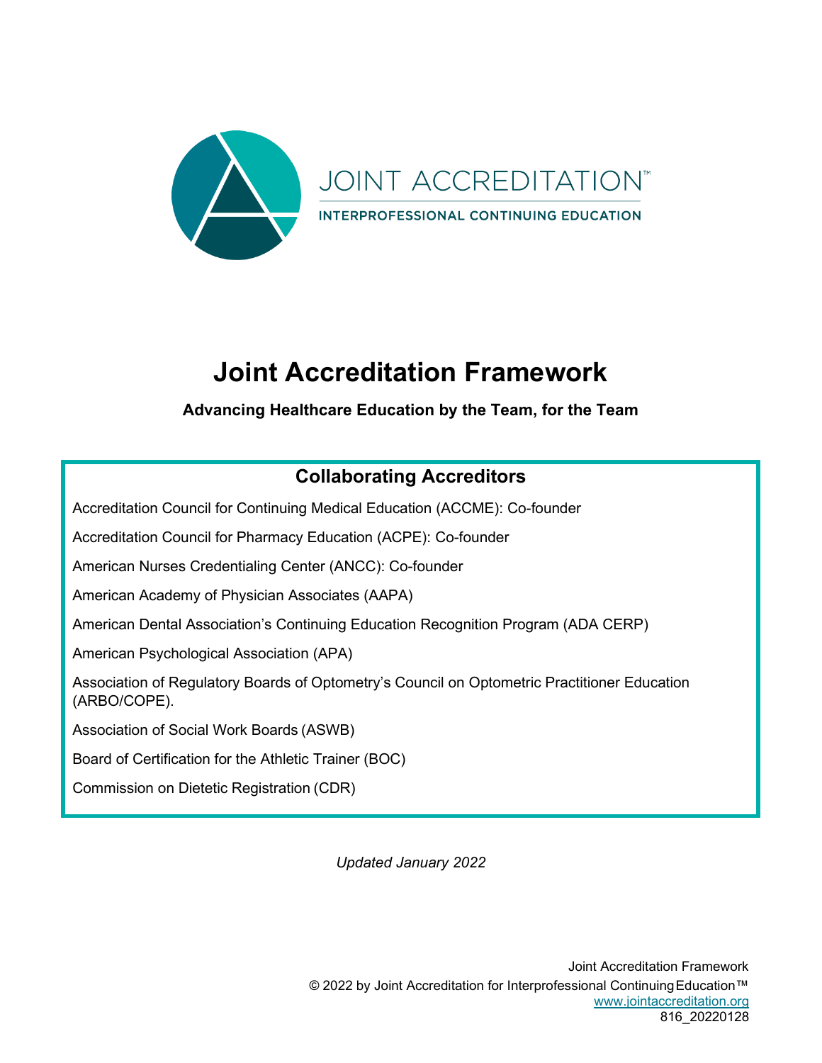JOINT ACCREDITATION™

INTERPROFESSIONAL CONTINUING EDUCATION

# Joint Accreditation Framework

**Advancing Healthcare Education by the Team, for the Team**

## Collaborating Accreditors

Accreditation Council for Continuing Medical Education (ACCME): Co-founder

Accreditation Council for Pharmacy Education (ACPE): Co-founder

American Nurses Credentialing Center (ANCC): Co-founder

American Academy of Physician Associates (AAPA)

American Dental Association's Continuing Education Recognition Program (ADA CERP)

American Psychological Association (APA)

Association of Regulatory Boards of Optometry's Council on Optometric Practitioner Education (ARBO/COPE).

Association of Social Work Boards (ASWB)

Board of Certification for the Athletic Trainer (BOC)

Commission on Dietetic Registration (CDR)

*Updated January 2022*

Joint Accreditation Framework
© 2022 by Joint Accreditation for Interprofessional Continuing Education™
www.jointaccreditation.org
816_20220128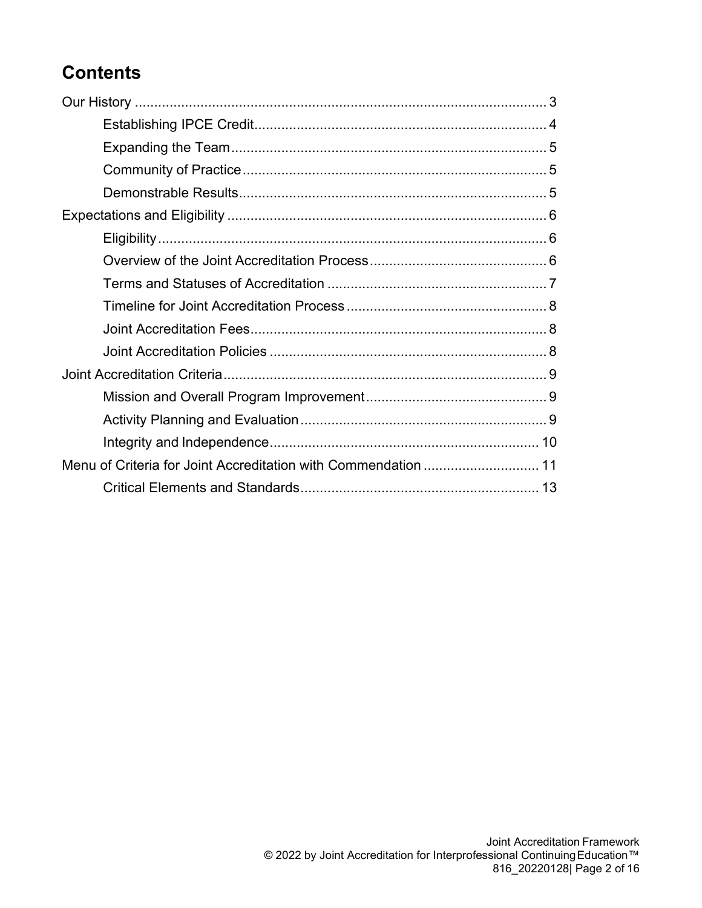# Contents

- Our History ........................................................................................................ 3
  - Establishing IPCE Credit........................................................................... 4
  - Expanding the Team................................................................................. 5
  - Community of Practice.............................................................................. 5
  - Demonstrable Results............................................................................... 5
- Expectations and Eligibility ................................................................................. 6
  - Eligibility.................................................................................................... 6
  - Overview of the Joint Accreditation Process............................................. 6
  - Terms and Statuses of Accreditation ........................................................ 7
  - Timeline for Joint Accreditation Process ................................................... 8
  - Joint Accreditation Fees............................................................................ 8
  - Joint Accreditation Policies ....................................................................... 8
- Joint Accreditation Criteria.................................................................................... 9
  - Mission and Overall Program Improvement.............................................. 9
  - Activity Planning and Evaluation ............................................................... 9
  - Integrity and Independence...................................................................... 10
- Menu of Criteria for Joint Accreditation with Commendation ............................. 11
  - Critical Elements and Standards............................................................. 13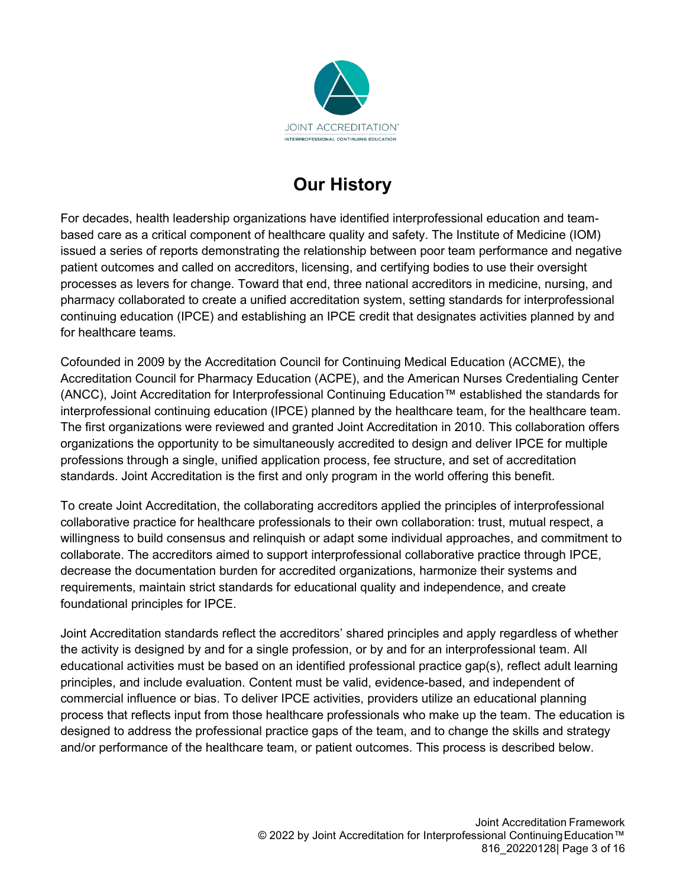# Our History

For decades, health leadership organizations have identified interprofessional education and team-based care as a critical component of healthcare quality and safety. The Institute of Medicine (IOM) issued a series of reports demonstrating the relationship between poor team performance and negative patient outcomes and called on accreditors, licensing, and certifying bodies to use their oversight processes as levers for change. Toward that end, three national accreditors in medicine, nursing, and pharmacy collaborated to create a unified accreditation system, setting standards for interprofessional continuing education (IPCE) and establishing an IPCE credit that designates activities planned by and for healthcare teams.

Cofounded in 2009 by the Accreditation Council for Continuing Medical Education (ACCME), the Accreditation Council for Pharmacy Education (ACPE), and the American Nurses Credentialing Center (ANCC), Joint Accreditation for Interprofessional Continuing Education™ established the standards for interprofessional continuing education (IPCE) planned by the healthcare team, for the healthcare team. The first organizations were reviewed and granted Joint Accreditation in 2010. This collaboration offers organizations the opportunity to be simultaneously accredited to design and deliver IPCE for multiple professions through a single, unified application process, fee structure, and set of accreditation standards. Joint Accreditation is the first and only program in the world offering this benefit.

To create Joint Accreditation, the collaborating accreditors applied the principles of interprofessional collaborative practice for healthcare professionals to their own collaboration: trust, mutual respect, a willingness to build consensus and relinquish or adapt some individual approaches, and commitment to collaborate. The accreditors aimed to support interprofessional collaborative practice through IPCE, decrease the documentation burden for accredited organizations, harmonize their systems and requirements, maintain strict standards for educational quality and independence, and create foundational principles for IPCE.

Joint Accreditation standards reflect the accreditors' shared principles and apply regardless of whether the activity is designed by and for a single profession, or by and for an interprofessional team. All educational activities must be based on an identified professional practice gap(s), reflect adult learning principles, and include evaluation. Content must be valid, evidence-based, and independent of commercial influence or bias. To deliver IPCE activities, providers utilize an educational planning process that reflects input from those healthcare professionals who make up the team. The education is designed to address the professional practice gaps of the team, and to change the skills and strategy and/or performance of the healthcare team, or patient outcomes. This process is described below.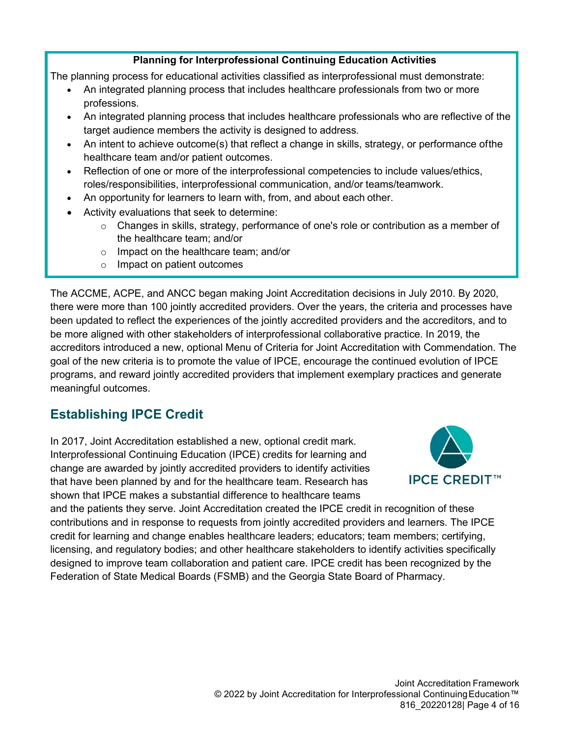**Planning for Interprofessional Continuing Education Activities**

The planning process for educational activities classified as interprofessional must demonstrate:

- An integrated planning process that includes healthcare professionals from two or more professions.
- An integrated planning process that includes healthcare professionals who are reflective of the target audience members the activity is designed to address.
- An intent to achieve outcome(s) that reflect a change in skills, strategy, or performance of the healthcare team and/or patient outcomes.
- Reflection of one or more of the interprofessional competencies to include values/ethics, roles/responsibilities, interprofessional communication, and/or teams/teamwork.
- An opportunity for learners to learn with, from, and about each other.
- Activity evaluations that seek to determine:
  - Changes in skills, strategy, performance of one's role or contribution as a member of the healthcare team; and/or
  - Impact on the healthcare team; and/or
  - Impact on patient outcomes

The ACCME, ACPE, and ANCC began making Joint Accreditation decisions in July 2010. By 2020, there were more than 100 jointly accredited providers. Over the years, the criteria and processes have been updated to reflect the experiences of the jointly accredited providers and the accreditors, and to be more aligned with other stakeholders of interprofessional collaborative practice. In 2019, the accreditors introduced a new, optional Menu of Criteria for Joint Accreditation with Commendation. The goal of the new criteria is to promote the value of IPCE, encourage the continued evolution of IPCE programs, and reward jointly accredited providers that implement exemplary practices and generate meaningful outcomes.

## Establishing IPCE Credit

In 2017, Joint Accreditation established a new, optional credit mark. Interprofessional Continuing Education (IPCE) credits for learning and change are awarded by jointly accredited providers to identify activities that have been planned by and for the healthcare team. Research has shown that IPCE makes a substantial difference to healthcare teams and the patients they serve. Joint Accreditation created the IPCE credit in recognition of these contributions and in response to requests from jointly accredited providers and learners. The IPCE credit for learning and change enables healthcare leaders; educators; team members; certifying, licensing, and regulatory bodies; and other healthcare stakeholders to identify activities specifically designed to improve team collaboration and patient care. IPCE credit has been recognized by the Federation of State Medical Boards (FSMB) and the Georgia State Board of Pharmacy.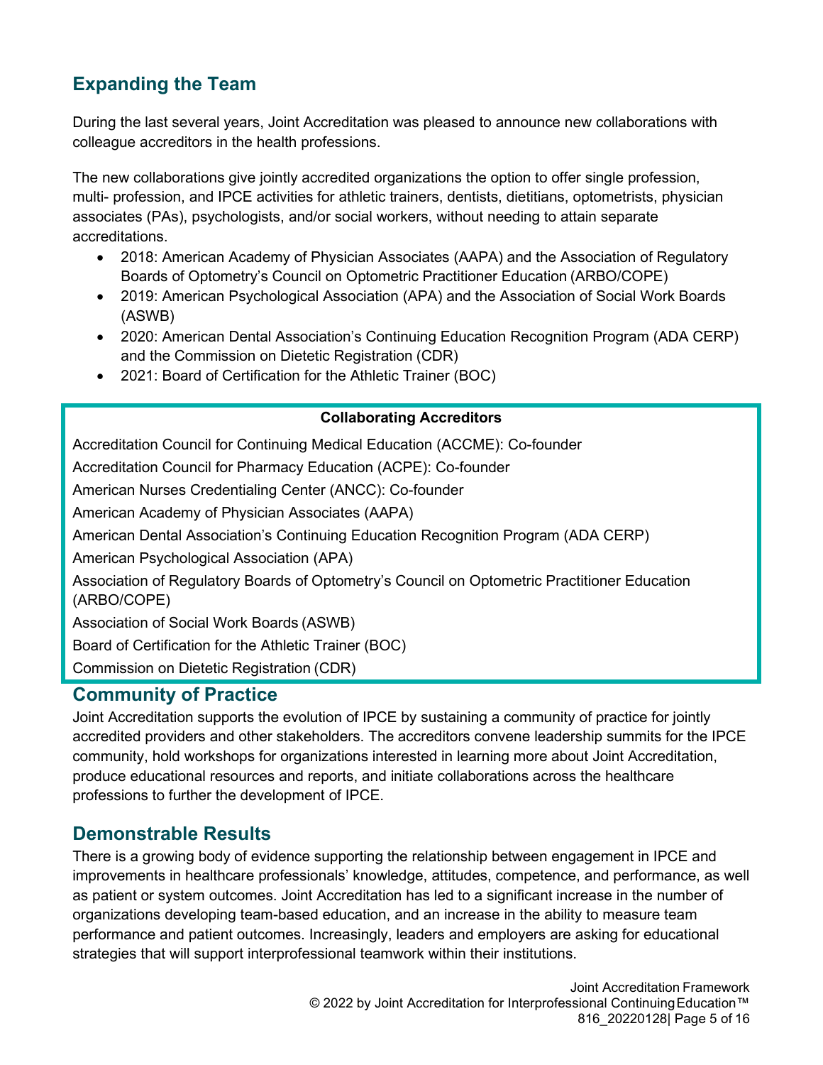## Expanding the Team

During the last several years, Joint Accreditation was pleased to announce new collaborations with colleague accreditors in the health professions.

The new collaborations give jointly accredited organizations the option to offer single profession, multi- profession, and IPCE activities for athletic trainers, dentists, dietitians, optometrists, physician associates (PAs), psychologists, and/or social workers, without needing to attain separate accreditations.

- 2018: American Academy of Physician Associates (AAPA) and the Association of Regulatory Boards of Optometry's Council on Optometric Practitioner Education (ARBO/COPE)
- 2019: American Psychological Association (APA) and the Association of Social Work Boards (ASWB)
- 2020: American Dental Association's Continuing Education Recognition Program (ADA CERP) and the Commission on Dietetic Registration (CDR)
- 2021: Board of Certification for the Athletic Trainer (BOC)

| Collaborating Accreditors |
|---|
| Accreditation Council for Continuing Medical Education (ACCME): Co-founder |
| Accreditation Council for Pharmacy Education (ACPE): Co-founder |
| American Nurses Credentialing Center (ANCC): Co-founder |
| American Academy of Physician Associates (AAPA) |
| American Dental Association's Continuing Education Recognition Program (ADA CERP) |
| American Psychological Association (APA) |
| Association of Regulatory Boards of Optometry's Council on Optometric Practitioner Education (ARBO/COPE) |
| Association of Social Work Boards (ASWB) |
| Board of Certification for the Athletic Trainer (BOC) |
| Commission on Dietetic Registration (CDR) |

## Community of Practice

Joint Accreditation supports the evolution of IPCE by sustaining a community of practice for jointly accredited providers and other stakeholders. The accreditors convene leadership summits for the IPCE community, hold workshops for organizations interested in learning more about Joint Accreditation, produce educational resources and reports, and initiate collaborations across the healthcare professions to further the development of IPCE.

## Demonstrable Results

There is a growing body of evidence supporting the relationship between engagement in IPCE and improvements in healthcare professionals' knowledge, attitudes, competence, and performance, as well as patient or system outcomes. Joint Accreditation has led to a significant increase in the number of organizations developing team-based education, and an increase in the ability to measure team performance and patient outcomes. Increasingly, leaders and employers are asking for educational strategies that will support interprofessional teamwork within their institutions.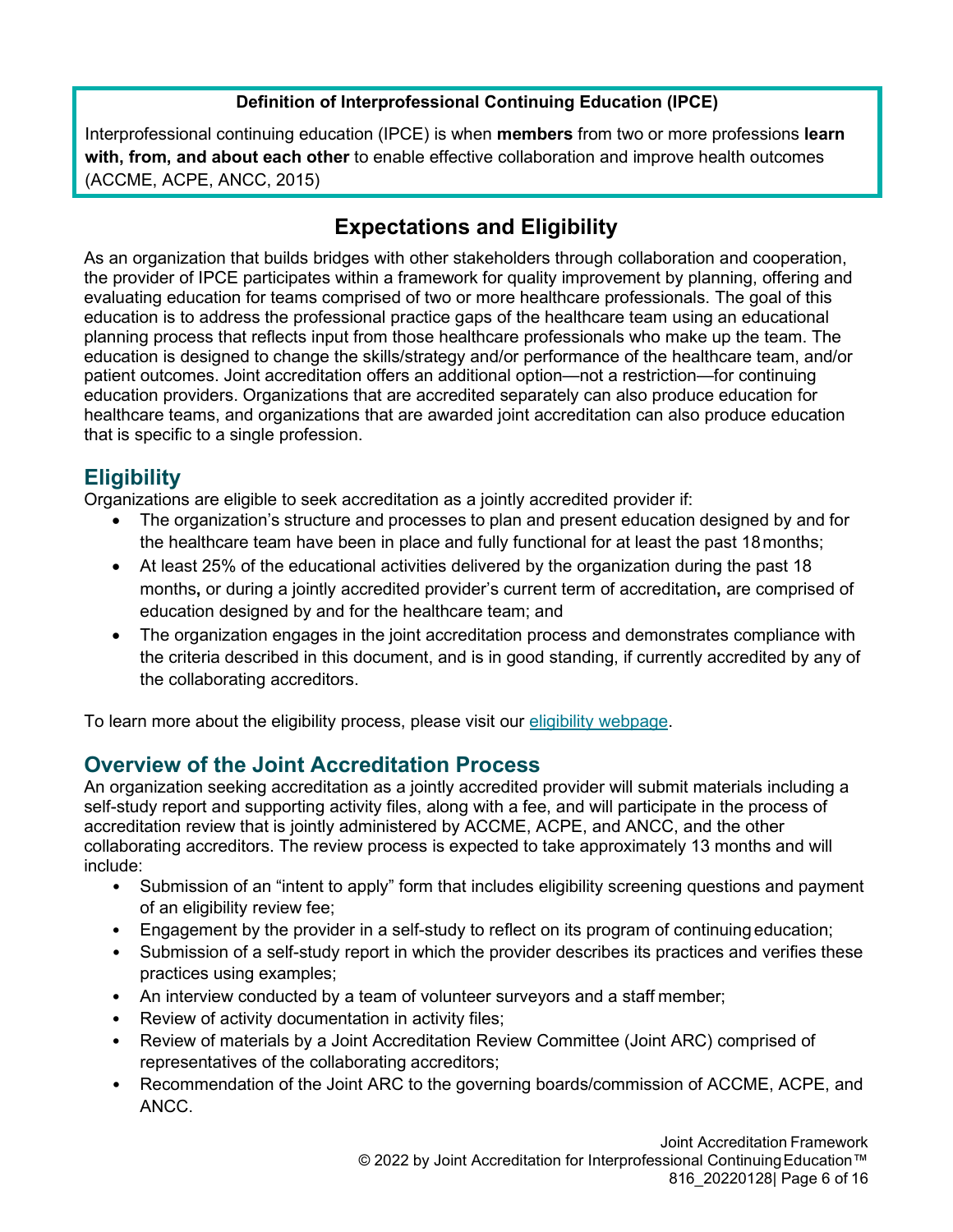**Definition of Interprofessional Continuing Education (IPCE)**

Interprofessional continuing education (IPCE) is when **members** from two or more professions **learn with, from, and about each other** to enable effective collaboration and improve health outcomes (ACCME, ACPE, ANCC, 2015)

# Expectations and Eligibility

As an organization that builds bridges with other stakeholders through collaboration and cooperation, the provider of IPCE participates within a framework for quality improvement by planning, offering and evaluating education for teams comprised of two or more healthcare professionals. The goal of this education is to address the professional practice gaps of the healthcare team using an educational planning process that reflects input from those healthcare professionals who make up the team. The education is designed to change the skills/strategy and/or performance of the healthcare team, and/or patient outcomes. Joint accreditation offers an additional option—not a restriction—for continuing education providers. Organizations that are accredited separately can also produce education for healthcare teams, and organizations that are awarded joint accreditation can also produce education that is specific to a single profession.

## Eligibility

Organizations are eligible to seek accreditation as a jointly accredited provider if:

- The organization's structure and processes to plan and present education designed by and for the healthcare team have been in place and fully functional for at least the past 18 months;
- At least 25% of the educational activities delivered by the organization during the past 18 months**,** or during a jointly accredited provider's current term of accreditation**,** are comprised of education designed by and for the healthcare team; and
- The organization engages in the joint accreditation process and demonstrates compliance with the criteria described in this document, and is in good standing, if currently accredited by any of the collaborating accreditors.

To learn more about the eligibility process, please visit our eligibility webpage.

## Overview of the Joint Accreditation Process

An organization seeking accreditation as a jointly accredited provider will submit materials including a self-study report and supporting activity files, along with a fee, and will participate in the process of accreditation review that is jointly administered by ACCME, ACPE, and ANCC, and the other collaborating accreditors. The review process is expected to take approximately 13 months and will include:

- Submission of an "intent to apply" form that includes eligibility screening questions and payment of an eligibility review fee;
- Engagement by the provider in a self-study to reflect on its program of continuing education;
- Submission of a self-study report in which the provider describes its practices and verifies these practices using examples;
- An interview conducted by a team of volunteer surveyors and a staff member;
- Review of activity documentation in activity files;
- Review of materials by a Joint Accreditation Review Committee (Joint ARC) comprised of representatives of the collaborating accreditors;
- Recommendation of the Joint ARC to the governing boards/commission of ACCME, ACPE, and ANCC.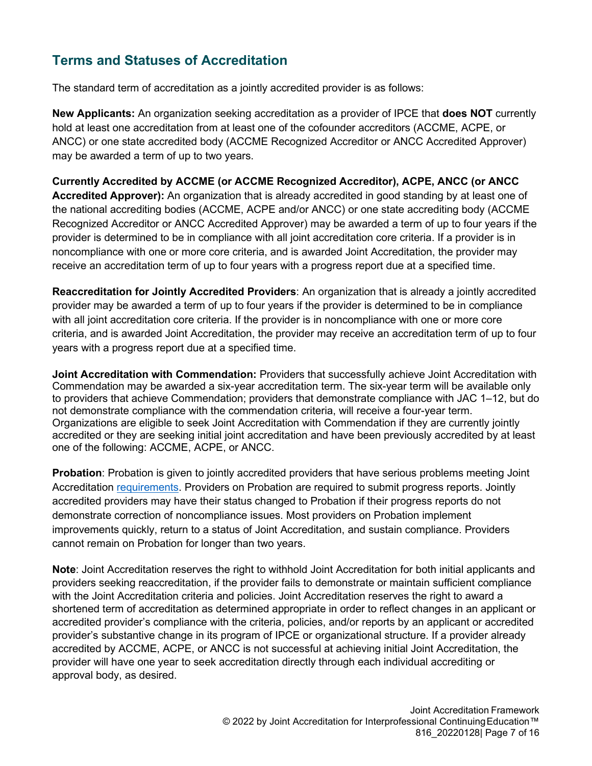## Terms and Statuses of Accreditation

The standard term of accreditation as a jointly accredited provider is as follows:

**New Applicants:** An organization seeking accreditation as a provider of IPCE that **does NOT** currently hold at least one accreditation from at least one of the cofounder accreditors (ACCME, ACPE, or ANCC) or one state accredited body (ACCME Recognized Accreditor or ANCC Accredited Approver) may be awarded a term of up to two years.

**Currently Accredited by ACCME (or ACCME Recognized Accreditor), ACPE, ANCC (or ANCC Accredited Approver):** An organization that is already accredited in good standing by at least one of the national accrediting bodies (ACCME, ACPE and/or ANCC) or one state accrediting body (ACCME Recognized Accreditor or ANCC Accredited Approver) may be awarded a term of up to four years if the provider is determined to be in compliance with all joint accreditation core criteria. If a provider is in noncompliance with one or more core criteria, and is awarded Joint Accreditation, the provider may receive an accreditation term of up to four years with a progress report due at a specified time.

**Reaccreditation for Jointly Accredited Providers**: An organization that is already a jointly accredited provider may be awarded a term of up to four years if the provider is determined to be in compliance with all joint accreditation core criteria. If the provider is in noncompliance with one or more core criteria, and is awarded Joint Accreditation, the provider may receive an accreditation term of up to four years with a progress report due at a specified time.

**Joint Accreditation with Commendation:** Providers that successfully achieve Joint Accreditation with Commendation may be awarded a six-year accreditation term. The six-year term will be available only to providers that achieve Commendation; providers that demonstrate compliance with JAC 1–12, but do not demonstrate compliance with the commendation criteria, will receive a four-year term. Organizations are eligible to seek Joint Accreditation with Commendation if they are currently jointly accredited or they are seeking initial joint accreditation and have been previously accredited by at least one of the following: ACCME, ACPE, or ANCC.

**Probation**: Probation is given to jointly accredited providers that have serious problems meeting Joint Accreditation requirements. Providers on Probation are required to submit progress reports. Jointly accredited providers may have their status changed to Probation if their progress reports do not demonstrate correction of noncompliance issues. Most providers on Probation implement improvements quickly, return to a status of Joint Accreditation, and sustain compliance. Providers cannot remain on Probation for longer than two years.

**Note**: Joint Accreditation reserves the right to withhold Joint Accreditation for both initial applicants and providers seeking reaccreditation, if the provider fails to demonstrate or maintain sufficient compliance with the Joint Accreditation criteria and policies. Joint Accreditation reserves the right to award a shortened term of accreditation as determined appropriate in order to reflect changes in an applicant or accredited provider's compliance with the criteria, policies, and/or reports by an applicant or accredited provider's substantive change in its program of IPCE or organizational structure. If a provider already accredited by ACCME, ACPE, or ANCC is not successful at achieving initial Joint Accreditation, the provider will have one year to seek accreditation directly through each individual accrediting or approval body, as desired.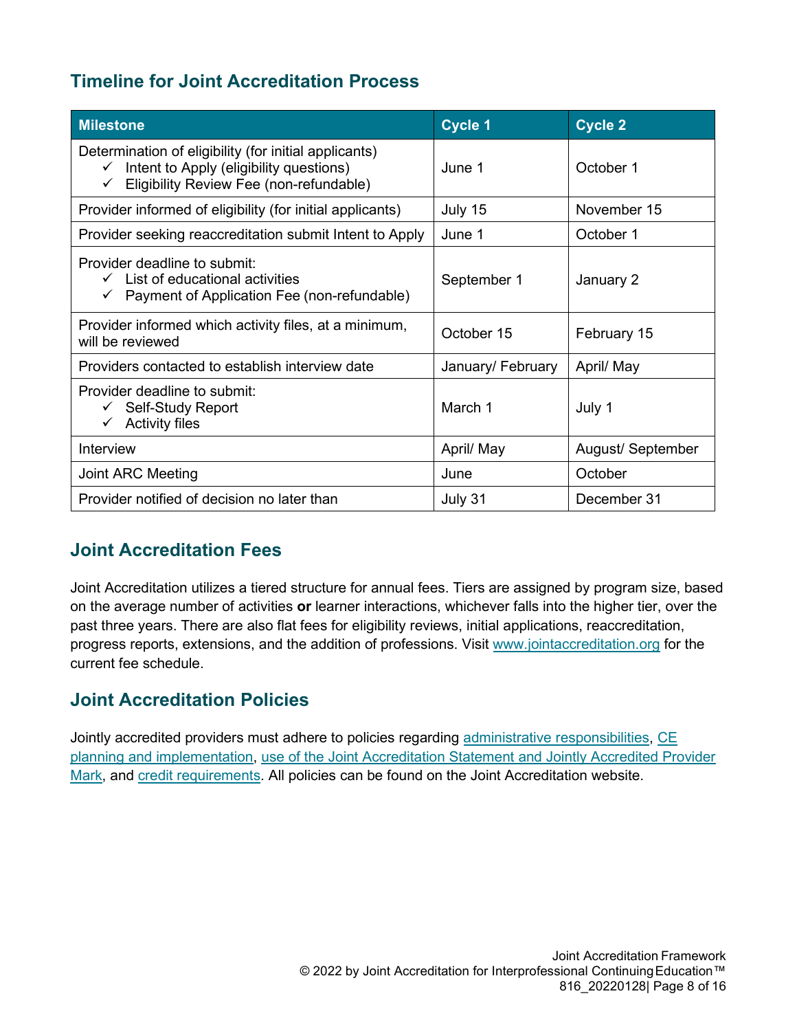## Timeline for Joint Accreditation Process

| Milestone | Cycle 1 | Cycle 2 |
|---|---|---|
| Determination of eligibility (for initial applicants)<br>✓ Intent to Apply (eligibility questions)<br>✓ Eligibility Review Fee (non-refundable) | June 1 | October 1 |
| Provider informed of eligibility (for initial applicants) | July 15 | November 15 |
| Provider seeking reaccreditation submit Intent to Apply | June 1 | October 1 |
| Provider deadline to submit:<br>✓ List of educational activities<br>✓ Payment of Application Fee (non-refundable) | September 1 | January 2 |
| Provider informed which activity files, at a minimum, will be reviewed | October 15 | February 15 |
| Providers contacted to establish interview date | January/ February | April/ May |
| Provider deadline to submit:<br>✓ Self-Study Report<br>✓ Activity files | March 1 | July 1 |
| Interview | April/ May | August/ September |
| Joint ARC Meeting | June | October |
| Provider notified of decision no later than | July 31 | December 31 |

## Joint Accreditation Fees

Joint Accreditation utilizes a tiered structure for annual fees. Tiers are assigned by program size, based on the average number of activities **or** learner interactions, whichever falls into the higher tier, over the past three years. There are also flat fees for eligibility reviews, initial applications, reaccreditation, progress reports, extensions, and the addition of professions. Visit www.jointaccreditation.org for the current fee schedule.

## Joint Accreditation Policies

Jointly accredited providers must adhere to policies regarding administrative responsibilities, CE planning and implementation, use of the Joint Accreditation Statement and Jointly Accredited Provider Mark, and credit requirements. All policies can be found on the Joint Accreditation website.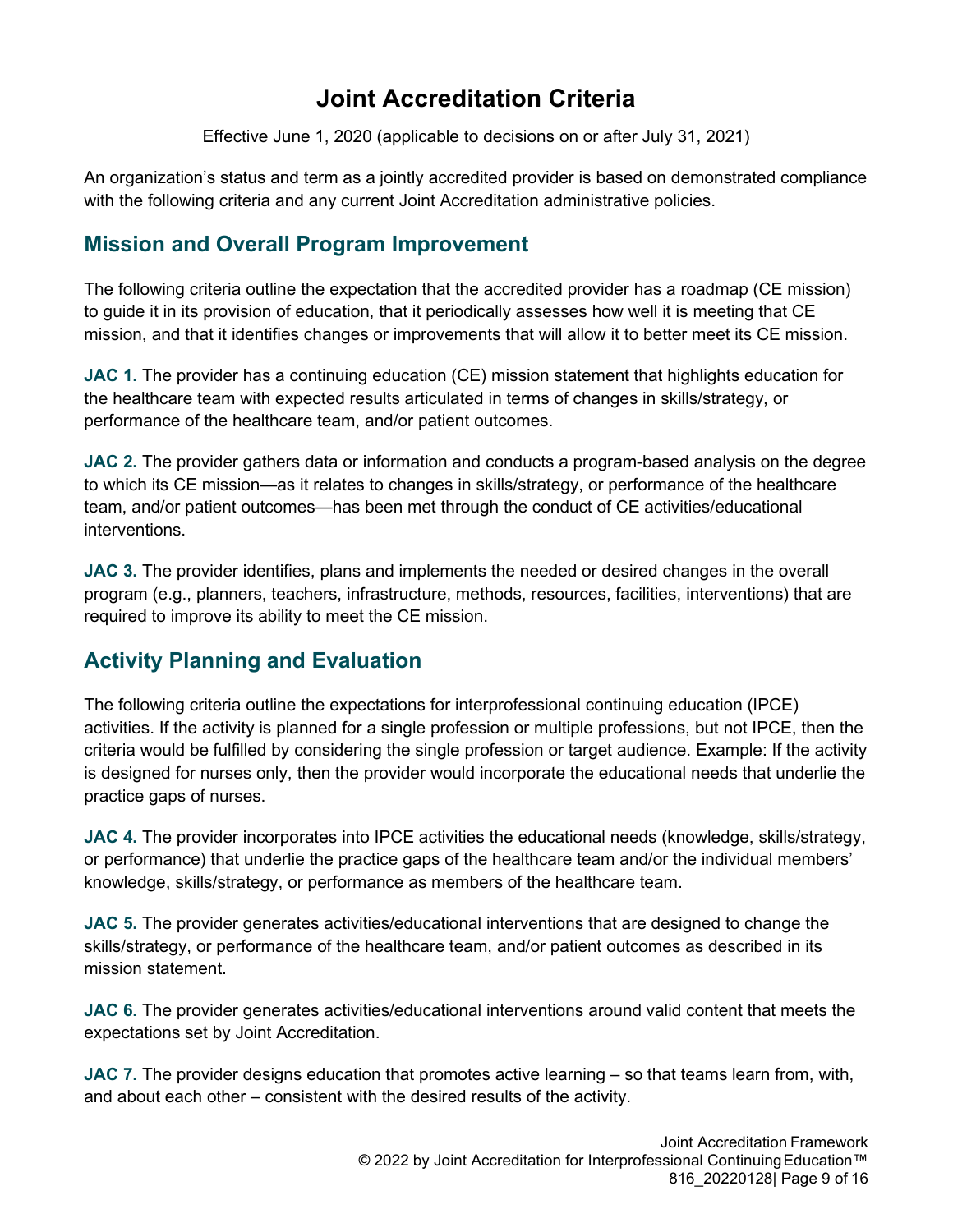# Joint Accreditation Criteria

Effective June 1, 2020 (applicable to decisions on or after July 31, 2021)

An organization's status and term as a jointly accredited provider is based on demonstrated compliance with the following criteria and any current Joint Accreditation administrative policies.

## Mission and Overall Program Improvement

The following criteria outline the expectation that the accredited provider has a roadmap (CE mission) to guide it in its provision of education, that it periodically assesses how well it is meeting that CE mission, and that it identifies changes or improvements that will allow it to better meet its CE mission.

**JAC 1.** The provider has a continuing education (CE) mission statement that highlights education for the healthcare team with expected results articulated in terms of changes in skills/strategy, or performance of the healthcare team, and/or patient outcomes.

**JAC 2.** The provider gathers data or information and conducts a program-based analysis on the degree to which its CE mission—as it relates to changes in skills/strategy, or performance of the healthcare team, and/or patient outcomes—has been met through the conduct of CE activities/educational interventions.

**JAC 3.** The provider identifies, plans and implements the needed or desired changes in the overall program (e.g., planners, teachers, infrastructure, methods, resources, facilities, interventions) that are required to improve its ability to meet the CE mission.

## Activity Planning and Evaluation

The following criteria outline the expectations for interprofessional continuing education (IPCE) activities. If the activity is planned for a single profession or multiple professions, but not IPCE, then the criteria would be fulfilled by considering the single profession or target audience. Example: If the activity is designed for nurses only, then the provider would incorporate the educational needs that underlie the practice gaps of nurses.

**JAC 4.** The provider incorporates into IPCE activities the educational needs (knowledge, skills/strategy, or performance) that underlie the practice gaps of the healthcare team and/or the individual members' knowledge, skills/strategy, or performance as members of the healthcare team.

**JAC 5.** The provider generates activities/educational interventions that are designed to change the skills/strategy, or performance of the healthcare team, and/or patient outcomes as described in its mission statement.

**JAC 6.** The provider generates activities/educational interventions around valid content that meets the expectations set by Joint Accreditation.

**JAC 7.** The provider designs education that promotes active learning – so that teams learn from, with, and about each other – consistent with the desired results of the activity.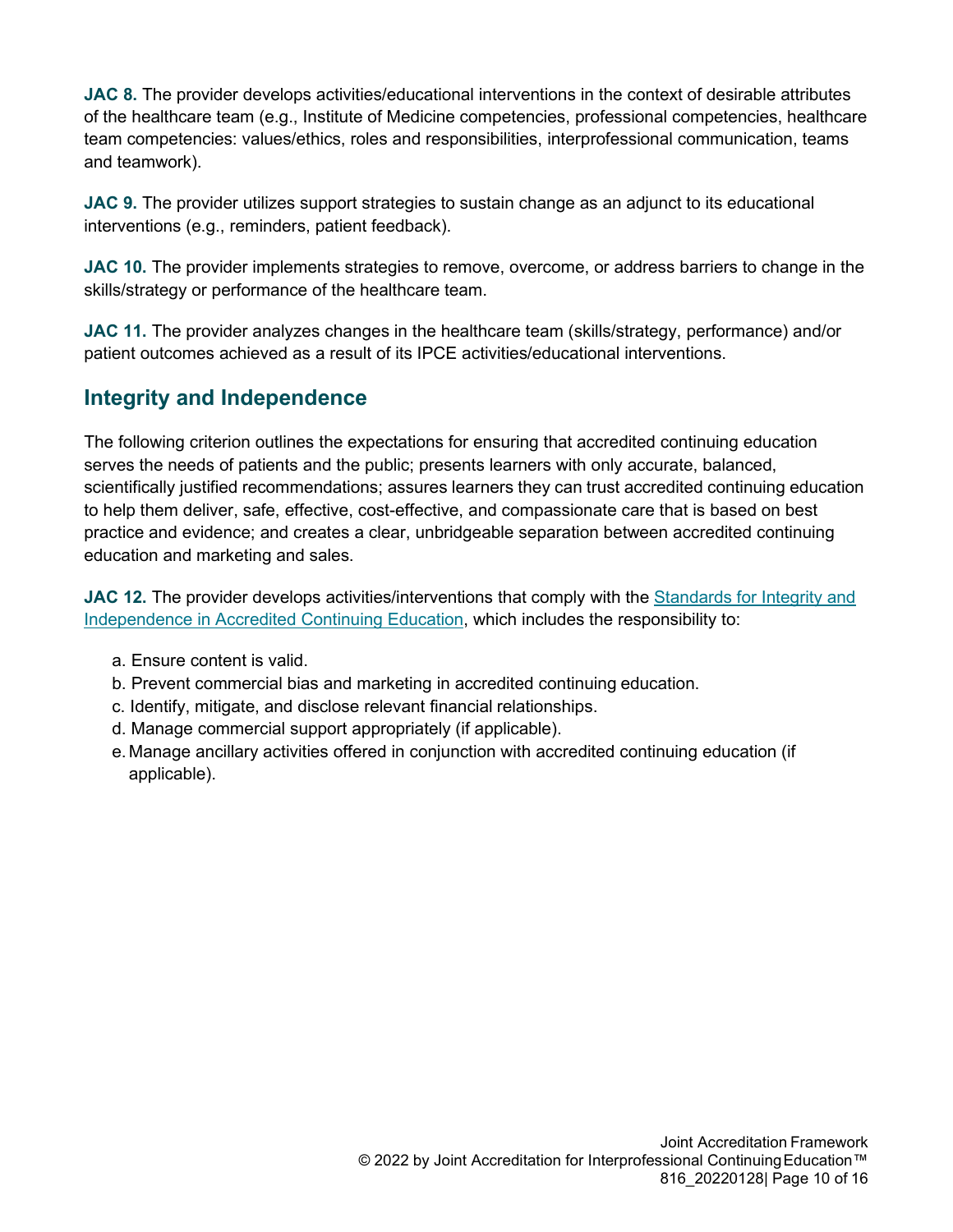**JAC 8.** The provider develops activities/educational interventions in the context of desirable attributes of the healthcare team (e.g., Institute of Medicine competencies, professional competencies, healthcare team competencies: values/ethics, roles and responsibilities, interprofessional communication, teams and teamwork).

**JAC 9.** The provider utilizes support strategies to sustain change as an adjunct to its educational interventions (e.g., reminders, patient feedback).

**JAC 10.** The provider implements strategies to remove, overcome, or address barriers to change in the skills/strategy or performance of the healthcare team.

**JAC 11.** The provider analyzes changes in the healthcare team (skills/strategy, performance) and/or patient outcomes achieved as a result of its IPCE activities/educational interventions.

## Integrity and Independence

The following criterion outlines the expectations for ensuring that accredited continuing education serves the needs of patients and the public; presents learners with only accurate, balanced, scientifically justified recommendations; assures learners they can trust accredited continuing education to help them deliver, safe, effective, cost-effective, and compassionate care that is based on best practice and evidence; and creates a clear, unbridgeable separation between accredited continuing education and marketing and sales.

**JAC 12.** The provider develops activities/interventions that comply with the Standards for Integrity and Independence in Accredited Continuing Education, which includes the responsibility to:

a. Ensure content is valid.
b. Prevent commercial bias and marketing in accredited continuing education.
c. Identify, mitigate, and disclose relevant financial relationships.
d. Manage commercial support appropriately (if applicable).
e. Manage ancillary activities offered in conjunction with accredited continuing education (if applicable).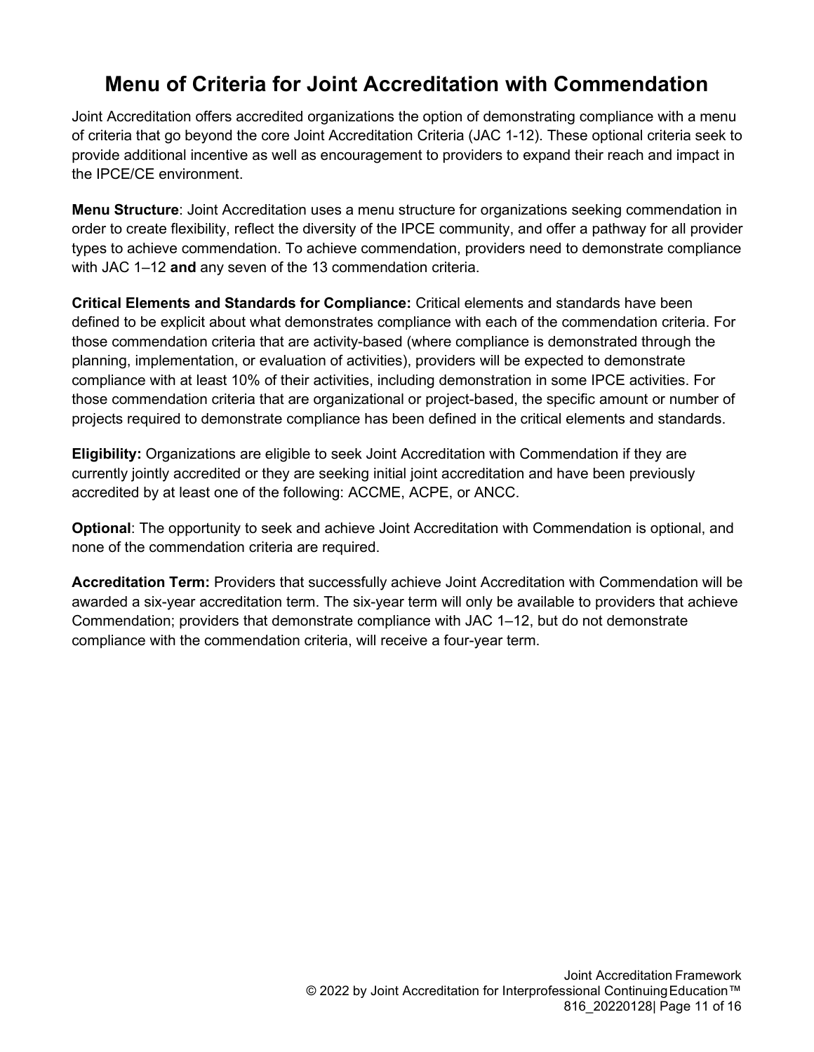# Menu of Criteria for Joint Accreditation with Commendation

Joint Accreditation offers accredited organizations the option of demonstrating compliance with a menu of criteria that go beyond the core Joint Accreditation Criteria (JAC 1-12). These optional criteria seek to provide additional incentive as well as encouragement to providers to expand their reach and impact in the IPCE/CE environment.

**Menu Structure**: Joint Accreditation uses a menu structure for organizations seeking commendation in order to create flexibility, reflect the diversity of the IPCE community, and offer a pathway for all provider types to achieve commendation. To achieve commendation, providers need to demonstrate compliance with JAC 1–12 **and** any seven of the 13 commendation criteria.

**Critical Elements and Standards for Compliance:** Critical elements and standards have been defined to be explicit about what demonstrates compliance with each of the commendation criteria. For those commendation criteria that are activity-based (where compliance is demonstrated through the planning, implementation, or evaluation of activities), providers will be expected to demonstrate compliance with at least 10% of their activities, including demonstration in some IPCE activities. For those commendation criteria that are organizational or project-based, the specific amount or number of projects required to demonstrate compliance has been defined in the critical elements and standards.

**Eligibility:** Organizations are eligible to seek Joint Accreditation with Commendation if they are currently jointly accredited or they are seeking initial joint accreditation and have been previously accredited by at least one of the following: ACCME, ACPE, or ANCC.

**Optional**: The opportunity to seek and achieve Joint Accreditation with Commendation is optional, and none of the commendation criteria are required.

**Accreditation Term:** Providers that successfully achieve Joint Accreditation with Commendation will be awarded a six-year accreditation term. The six-year term will only be available to providers that achieve Commendation; providers that demonstrate compliance with JAC 1–12, but do not demonstrate compliance with the commendation criteria, will receive a four-year term.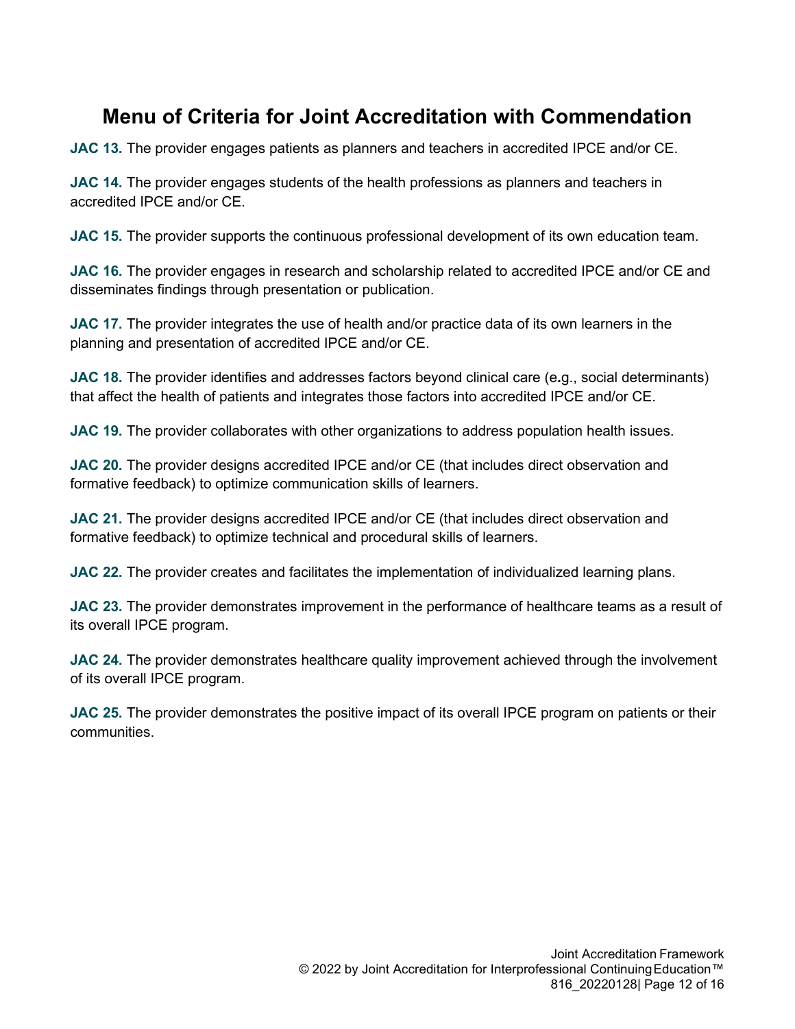# Menu of Criteria for Joint Accreditation with Commendation

**JAC 13.** The provider engages patients as planners and teachers in accredited IPCE and/or CE.

**JAC 14.** The provider engages students of the health professions as planners and teachers in accredited IPCE and/or CE.

**JAC 15.** The provider supports the continuous professional development of its own education team.

**JAC 16.** The provider engages in research and scholarship related to accredited IPCE and/or CE and disseminates findings through presentation or publication.

**JAC 17.** The provider integrates the use of health and/or practice data of its own learners in the planning and presentation of accredited IPCE and/or CE.

**JAC 18.** The provider identifies and addresses factors beyond clinical care (e.g., social determinants) that affect the health of patients and integrates those factors into accredited IPCE and/or CE.

**JAC 19.** The provider collaborates with other organizations to address population health issues.

**JAC 20.** The provider designs accredited IPCE and/or CE (that includes direct observation and formative feedback) to optimize communication skills of learners.

**JAC 21.** The provider designs accredited IPCE and/or CE (that includes direct observation and formative feedback) to optimize technical and procedural skills of learners.

**JAC 22.** The provider creates and facilitates the implementation of individualized learning plans.

**JAC 23.** The provider demonstrates improvement in the performance of healthcare teams as a result of its overall IPCE program.

**JAC 24.** The provider demonstrates healthcare quality improvement achieved through the involvement of its overall IPCE program.

**JAC 25.** The provider demonstrates the positive impact of its overall IPCE program on patients or their communities.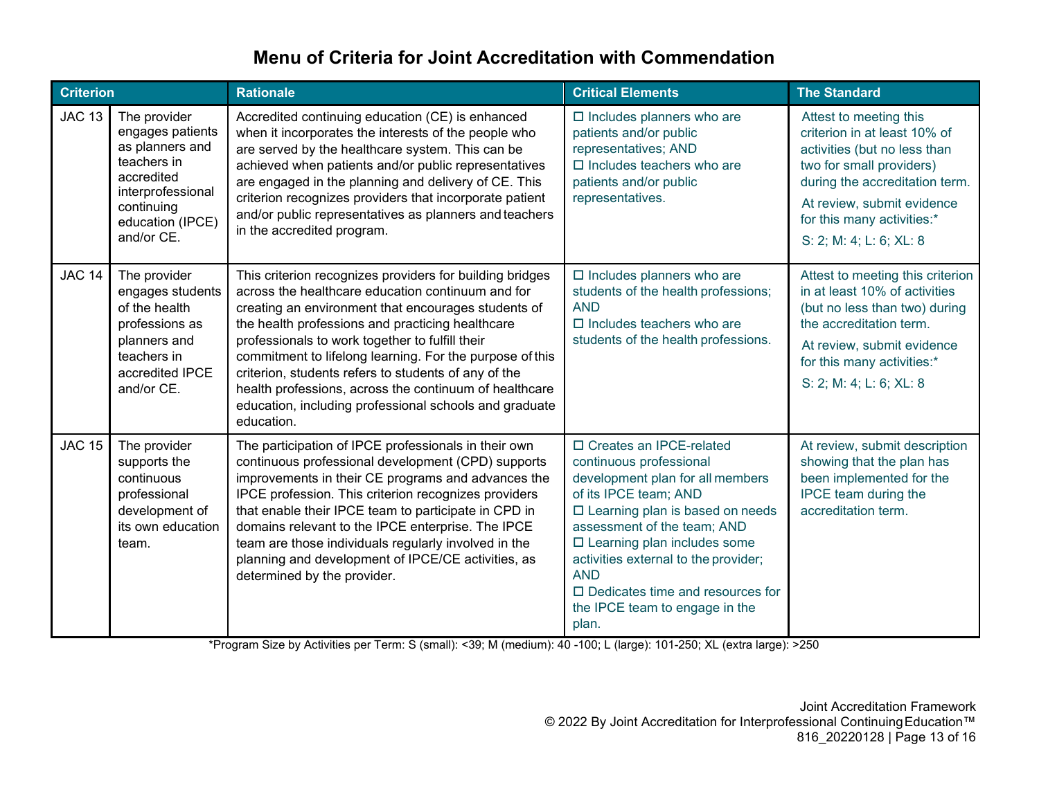# Menu of Criteria for Joint Accreditation with Commendation

| Criterion | | Rationale | Critical Elements | The Standard |
|---|---|---|---|---|
| JAC 13 | The provider engages patients as planners and teachers in accredited interprofessional continuing education (IPCE) and/or CE. | Accredited continuing education (CE) is enhanced when it incorporates the interests of the people who are served by the healthcare system. This can be achieved when patients and/or public representatives are engaged in the planning and delivery of CE. This criterion recognizes providers that incorporate patient and/or public representatives as planners and teachers in the accredited program. | ☐ Includes planners who are patients and/or public representatives; AND<br>☐ Includes teachers who are patients and/or public representatives. | Attest to meeting this criterion in at least 10% of activities (but no less than two for small providers) during the accreditation term.<br>At review, submit evidence for this many activities:*<br>S: 2; M: 4; L: 6; XL: 8 |
| JAC 14 | The provider engages students of the health professions as planners and teachers in accredited IPCE and/or CE. | This criterion recognizes providers for building bridges across the healthcare education continuum and for creating an environment that encourages students of the health professions and practicing healthcare professionals to work together to fulfill their commitment to lifelong learning. For the purpose of this criterion, students refers to students of any of the health professions, across the continuum of healthcare education, including professional schools and graduate education. | ☐ Includes planners who are students of the health professions; AND<br>☐ Includes teachers who are students of the health professions. | Attest to meeting this criterion in at least 10% of activities (but no less than two) during the accreditation term.<br>At review, submit evidence for this many activities:*<br>S: 2; M: 4; L: 6; XL: 8 |
| JAC 15 | The provider supports the continuous professional development of its own education team. | The participation of IPCE professionals in their own continuous professional development (CPD) supports improvements in their CE programs and advances the IPCE profession. This criterion recognizes providers that enable their IPCE team to participate in CPD in domains relevant to the IPCE enterprise. The IPCE team are those individuals regularly involved in the planning and development of IPCE/CE activities, as determined by the provider. | ☐ Creates an IPCE-related continuous professional development plan for all members of its IPCE team; AND<br>☐ Learning plan is based on needs assessment of the team; AND<br>☐ Learning plan includes some activities external to the provider; AND<br>☐ Dedicates time and resources for the IPCE team to engage in the plan. | At review, submit description showing that the plan has been implemented for the IPCE team during the accreditation term. |

*Program Size by Activities per Term: S (small): <39; M (medium): 40 -100; L (large): 101-250; XL (extra large): >250

Joint Accreditation Framework
© 2022 By Joint Accreditation for Interprofessional Continuing Education™
816_20220128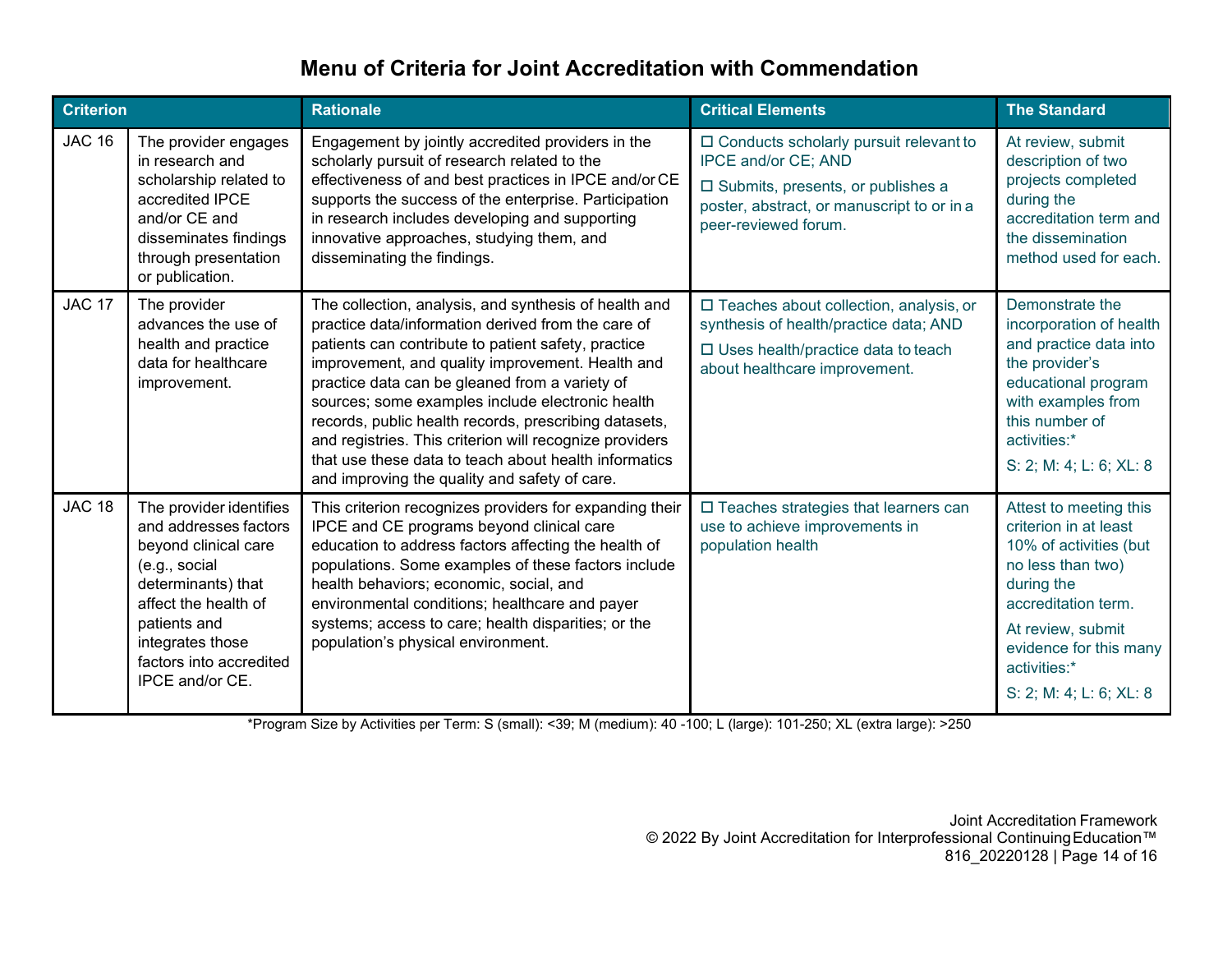# Menu of Criteria for Joint Accreditation with Commendation

| Criterion | | Rationale | Critical Elements | The Standard |
|---|---|---|---|---|
| JAC 16 | The provider engages in research and scholarship related to accredited IPCE and/or CE and disseminates findings through presentation or publication. | Engagement by jointly accredited providers in the scholarly pursuit of research related to the effectiveness of and best practices in IPCE and/or CE supports the success of the enterprise. Participation in research includes developing and supporting innovative approaches, studying them, and disseminating the findings. | ☐ Conducts scholarly pursuit relevant to IPCE and/or CE; AND<br>☐ Submits, presents, or publishes a poster, abstract, or manuscript to or in a peer-reviewed forum. | At review, submit description of two projects completed during the accreditation term and the dissemination method used for each. |
| JAC 17 | The provider advances the use of health and practice data for healthcare improvement. | The collection, analysis, and synthesis of health and practice data/information derived from the care of patients can contribute to patient safety, practice improvement, and quality improvement. Health and practice data can be gleaned from a variety of sources; some examples include electronic health records, public health records, prescribing datasets, and registries. This criterion will recognize providers that use these data to teach about health informatics and improving the quality and safety of care. | ☐ Teaches about collection, analysis, or synthesis of health/practice data; AND<br>☐ Uses health/practice data to teach about healthcare improvement. | Demonstrate the incorporation of health and practice data into the provider's educational program with examples from this number of activities:*<br>S: 2; M: 4; L: 6; XL: 8 |
| JAC 18 | The provider identifies and addresses factors beyond clinical care (e.g., social determinants) that affect the health of patients and integrates those factors into accredited IPCE and/or CE. | This criterion recognizes providers for expanding their IPCE and CE programs beyond clinical care education to address factors affecting the health of populations. Some examples of these factors include health behaviors; economic, social, and environmental conditions; healthcare and payer systems; access to care; health disparities; or the population's physical environment. | ☐ Teaches strategies that learners can use to achieve improvements in population health | Attest to meeting this criterion in at least 10% of activities (but no less than two) during the accreditation term.<br>At review, submit evidence for this many activities:*<br>S: 2; M: 4; L: 6; XL: 8 |

*Program Size by Activities per Term: S (small): <39; M (medium): 40 -100; L (large): 101-250; XL (extra large): >250

Joint Accreditation Framework
© 2022 By Joint Accreditation for Interprofessional Continuing Education™
816_20220128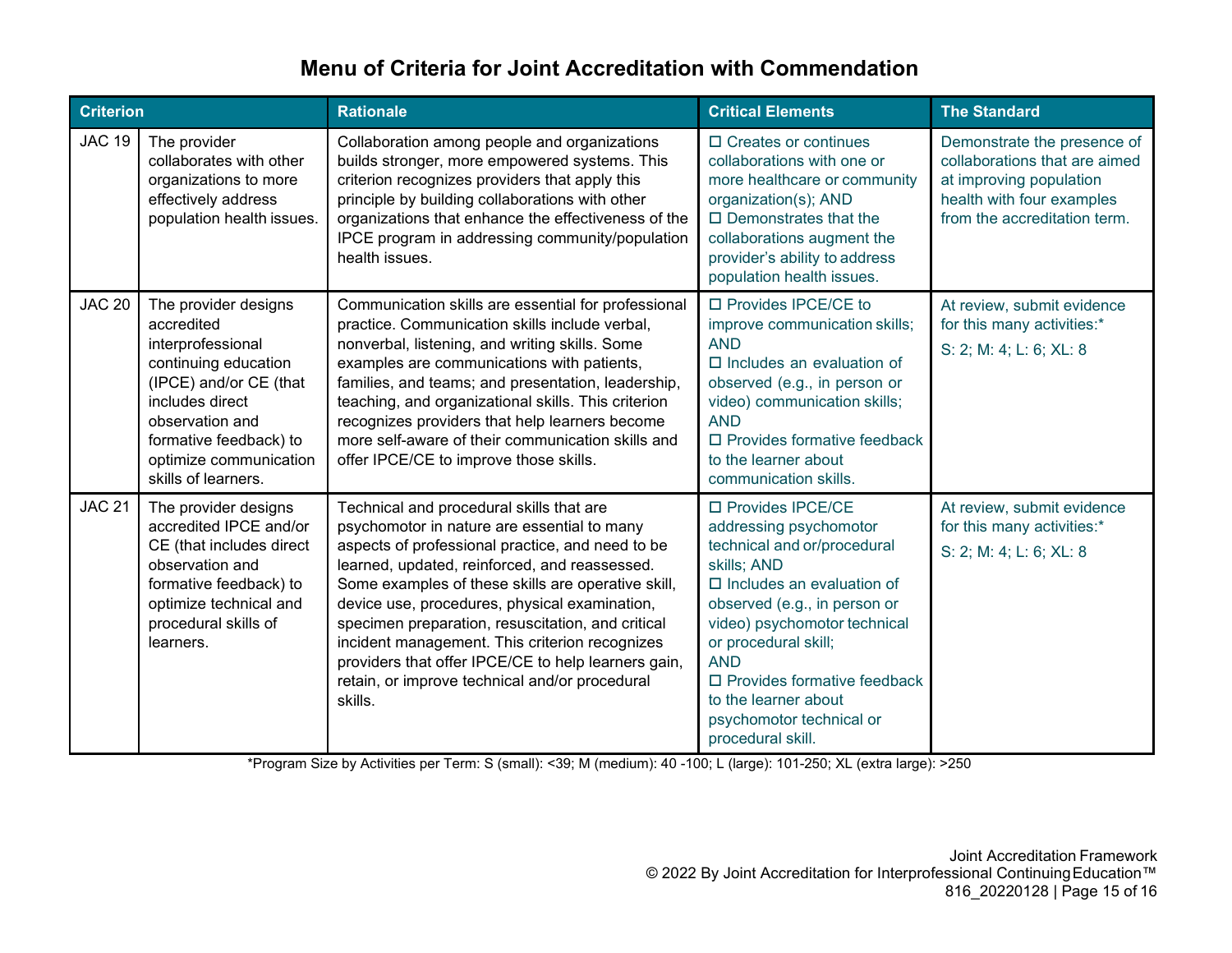# Menu of Criteria for Joint Accreditation with Commendation

| Criterion | | Rationale | Critical Elements | The Standard |
|---|---|---|---|---|
| JAC 19 | The provider collaborates with other organizations to more effectively address population health issues. | Collaboration among people and organizations builds stronger, more empowered systems. This criterion recognizes providers that apply this principle by building collaborations with other organizations that enhance the effectiveness of the IPCE program in addressing community/population health issues. | ☐ Creates or continues collaborations with one or more healthcare or community organization(s); AND<br>☐ Demonstrates that the collaborations augment the provider's ability to address population health issues. | Demonstrate the presence of collaborations that are aimed at improving population health with four examples from the accreditation term. |
| JAC 20 | The provider designs accredited interprofessional continuing education (IPCE) and/or CE (that includes direct observation and formative feedback) to optimize communication skills of learners. | Communication skills are essential for professional practice. Communication skills include verbal, nonverbal, listening, and writing skills. Some examples are communications with patients, families, and teams; and presentation, leadership, teaching, and organizational skills. This criterion recognizes providers that help learners become more self-aware of their communication skills and offer IPCE/CE to improve those skills. | ☐ Provides IPCE/CE to improve communication skills; AND<br>☐ Includes an evaluation of observed (e.g., in person or video) communication skills; AND<br>☐ Provides formative feedback to the learner about communication skills. | At review, submit evidence for this many activities:*<br>S: 2; M: 4; L: 6; XL: 8 |
| JAC 21 | The provider designs accredited IPCE and/or CE (that includes direct observation and formative feedback) to optimize technical and procedural skills of learners. | Technical and procedural skills that are psychomotor in nature are essential to many aspects of professional practice, and need to be learned, updated, reinforced, and reassessed. Some examples of these skills are operative skill, device use, procedures, physical examination, specimen preparation, resuscitation, and critical incident management. This criterion recognizes providers that offer IPCE/CE to help learners gain, retain, or improve technical and/or procedural skills. | ☐ Provides IPCE/CE addressing psychomotor technical and or/procedural skills; AND<br>☐ Includes an evaluation of observed (e.g., in person or video) psychomotor technical or procedural skill; AND<br>☐ Provides formative feedback to the learner about psychomotor technical or procedural skill. | At review, submit evidence for this many activities:*<br>S: 2; M: 4; L: 6; XL: 8 |

*Program Size by Activities per Term: S (small): <39; M (medium): 40 -100; L (large): 101-250; XL (extra large): >250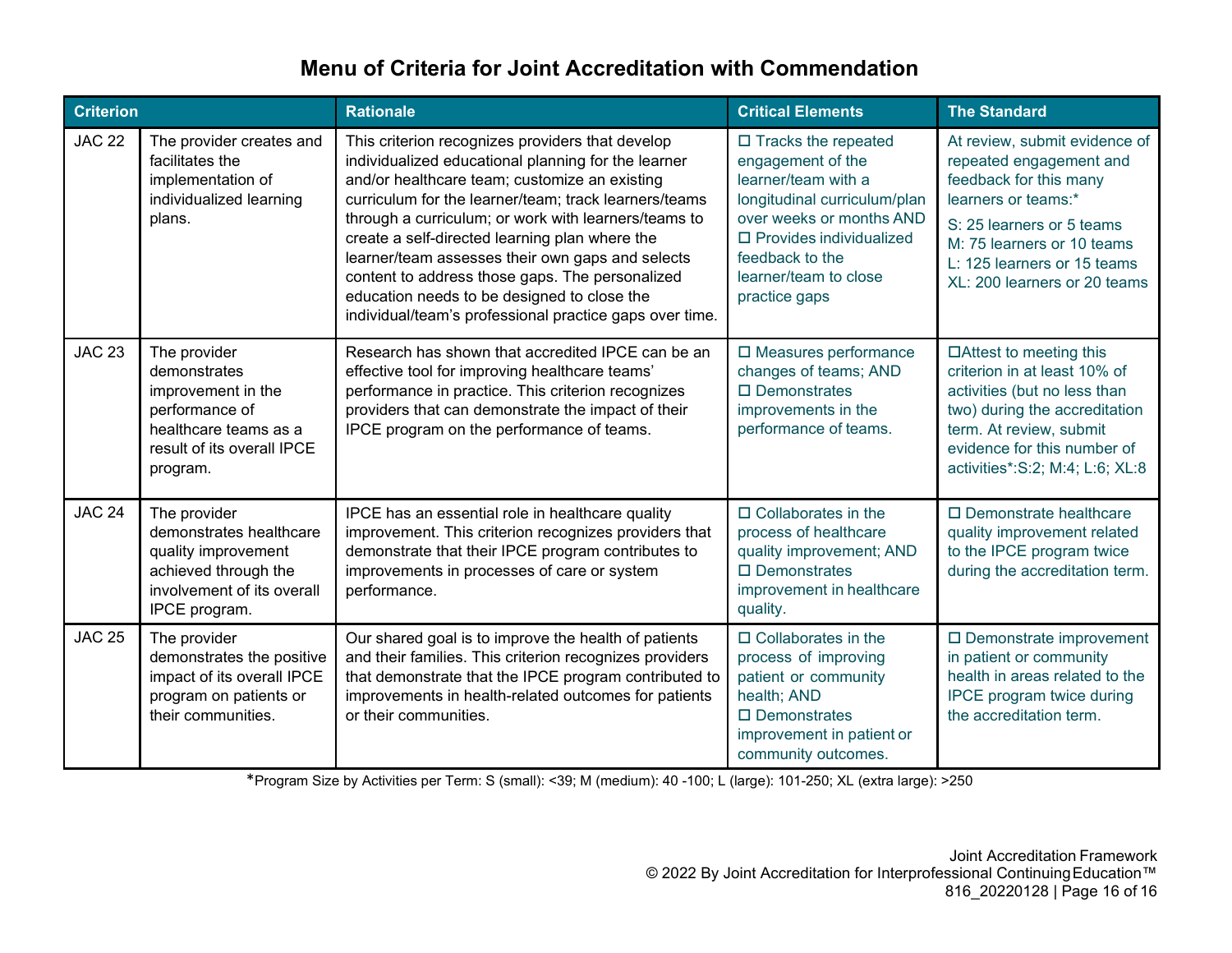# Menu of Criteria for Joint Accreditation with Commendation

| Criterion | | Rationale | Critical Elements | The Standard |
|---|---|---|---|---|
| JAC 22 | The provider creates and facilitates the implementation of individualized learning plans. | This criterion recognizes providers that develop individualized educational planning for the learner and/or healthcare team; customize an existing curriculum for the learner/team; track learners/teams through a curriculum; or work with learners/teams to create a self-directed learning plan where the learner/team assesses their own gaps and selects content to address those gaps. The personalized education needs to be designed to close the individual/team's professional practice gaps over time. | ☐ Tracks the repeated engagement of the learner/team with a longitudinal curriculum/plan over weeks or months AND<br>☐ Provides individualized feedback to the learner/team to close practice gaps | At review, submit evidence of repeated engagement and feedback for this many learners or teams:*<br>S: 25 learners or 5 teams<br>M: 75 learners or 10 teams<br>L: 125 learners or 15 teams<br>XL: 200 learners or 20 teams |
| JAC 23 | The provider demonstrates improvement in the performance of healthcare teams as a result of its overall IPCE program. | Research has shown that accredited IPCE can be an effective tool for improving healthcare teams' performance in practice. This criterion recognizes providers that can demonstrate the impact of their IPCE program on the performance of teams. | ☐ Measures performance changes of teams; AND<br>☐ Demonstrates improvements in the performance of teams. | ☐Attest to meeting this criterion in at least 10% of activities (but no less than two) during the accreditation term. At review, submit evidence for this number of activities*:S:2; M:4; L:6; XL:8 |
| JAC 24 | The provider demonstrates healthcare quality improvement achieved through the involvement of its overall IPCE program. | IPCE has an essential role in healthcare quality improvement. This criterion recognizes providers that demonstrate that their IPCE program contributes to improvements in processes of care or system performance. | ☐ Collaborates in the process of healthcare quality improvement; AND<br>☐ Demonstrates improvement in healthcare quality. | ☐ Demonstrate healthcare quality improvement related to the IPCE program twice during the accreditation term. |
| JAC 25 | The provider demonstrates the positive impact of its overall IPCE program on patients or their communities. | Our shared goal is to improve the health of patients and their families. This criterion recognizes providers that demonstrate that the IPCE program contributed to improvements in health-related outcomes for patients or their communities. | ☐ Collaborates in the process of improving patient or community health; AND<br>☐ Demonstrates improvement in patient or community outcomes. | ☐ Demonstrate improvement in patient or community health in areas related to the IPCE program twice during the accreditation term. |

*Program Size by Activities per Term: S (small): <39; M (medium): 40 -100; L (large): 101-250; XL (extra large): >250

Joint Accreditation Framework
© 2022 By Joint Accreditation for Interprofessional Continuing Education™
816_20220128